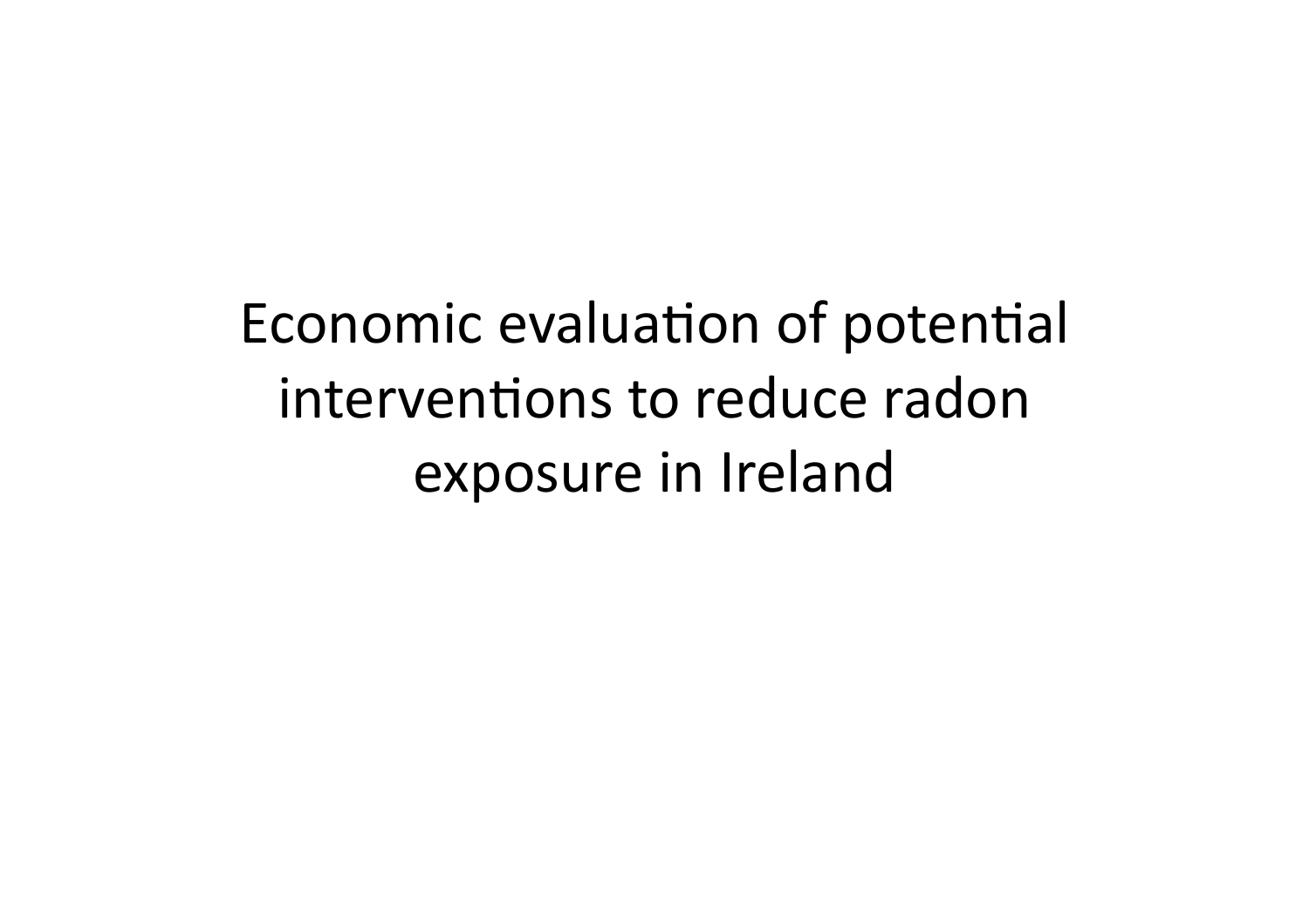# Economic evaluation of potential interventions to reduce radon exposure in Ireland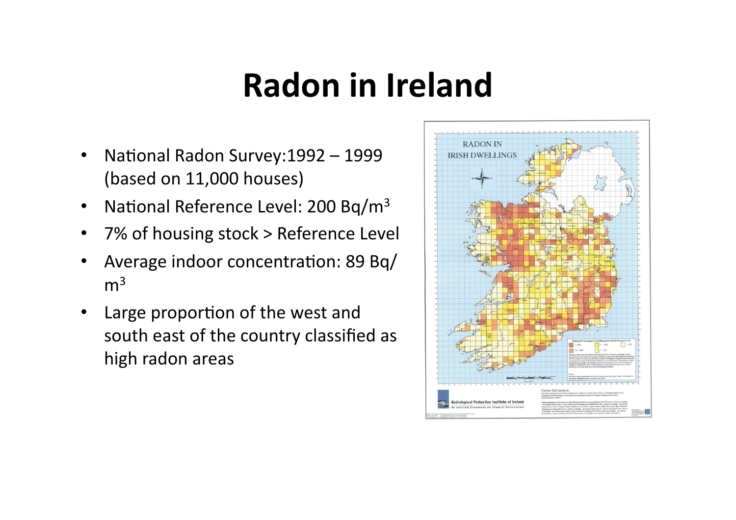# Radon in Ireland

- National Radon Survey:1992 – 1999 (based on 11,000 houses)
- National Reference Level: 200 Bq/m$^3$
- 7% of housing stock > Reference Level
- Average indoor concentration: 89 Bq/m$^3$
- Large proportion of the west and south east of the country classified as high radon areas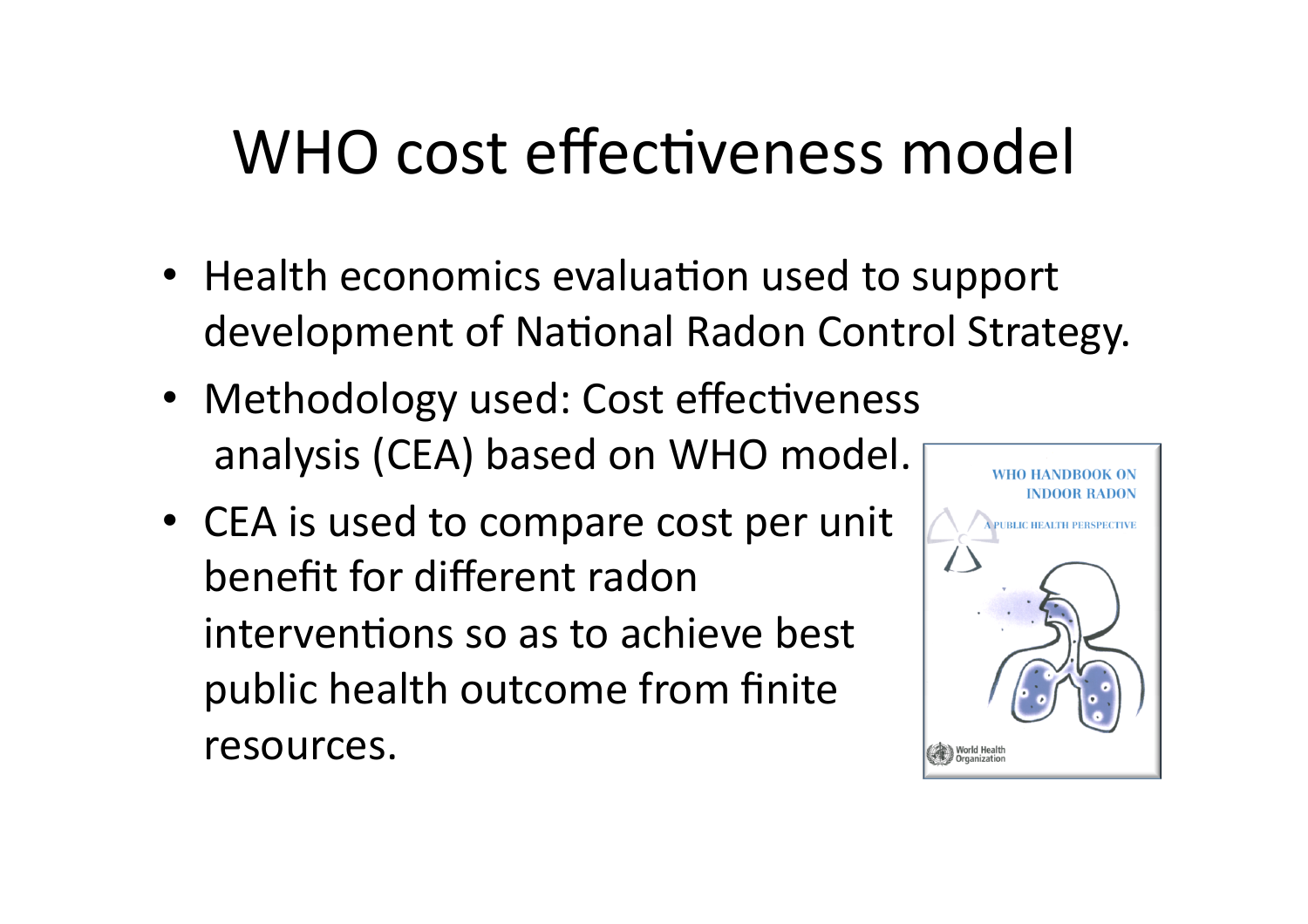# WHO cost effectiveness model

- Health economics evaluation used to support development of National Radon Control Strategy.
- Methodology used: Cost effectiveness analysis (CEA) based on WHO model.
- CEA is used to compare cost per unit benefit for different radon interventions so as to achieve best public health outcome from finite resources.

WHO HANDBOOK ON INDOOR RADON

A PUBLIC HEALTH PERSPECTIVE

World Health Organization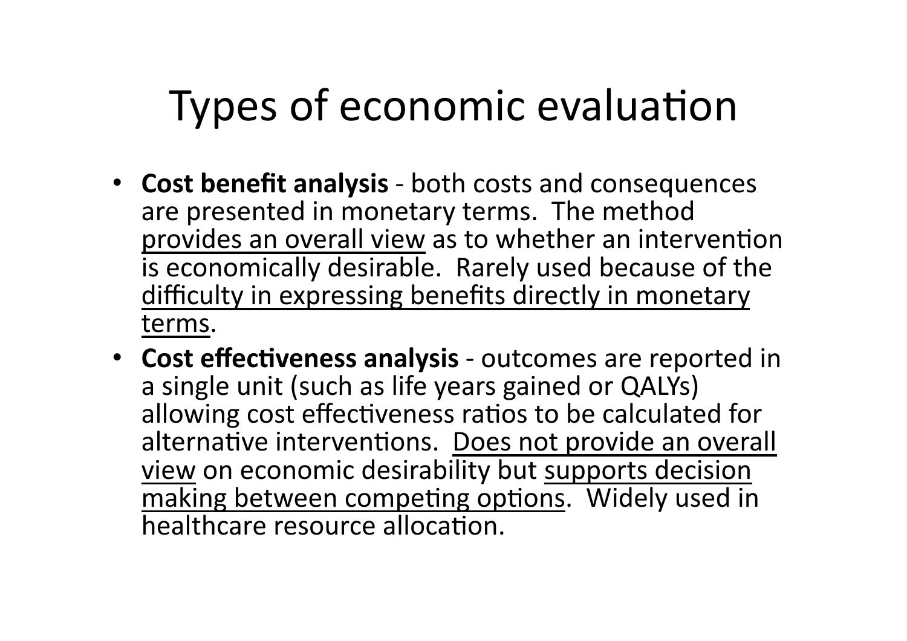# Types of economic evaluation

- **Cost benefit analysis** - both costs and consequences are presented in monetary terms. The method <u>provides an overall view</u> as to whether an intervention is economically desirable. Rarely used because of the <u>difficulty in expressing benefits directly in monetary terms</u>.
- **Cost effectiveness analysis** - outcomes are reported in a single unit (such as life years gained or QALYs) allowing cost effectiveness ratios to be calculated for alternative interventions. <u>Does not provide an overall view</u> on economic desirability but <u>supports decision making between competing options</u>. Widely used in healthcare resource allocation.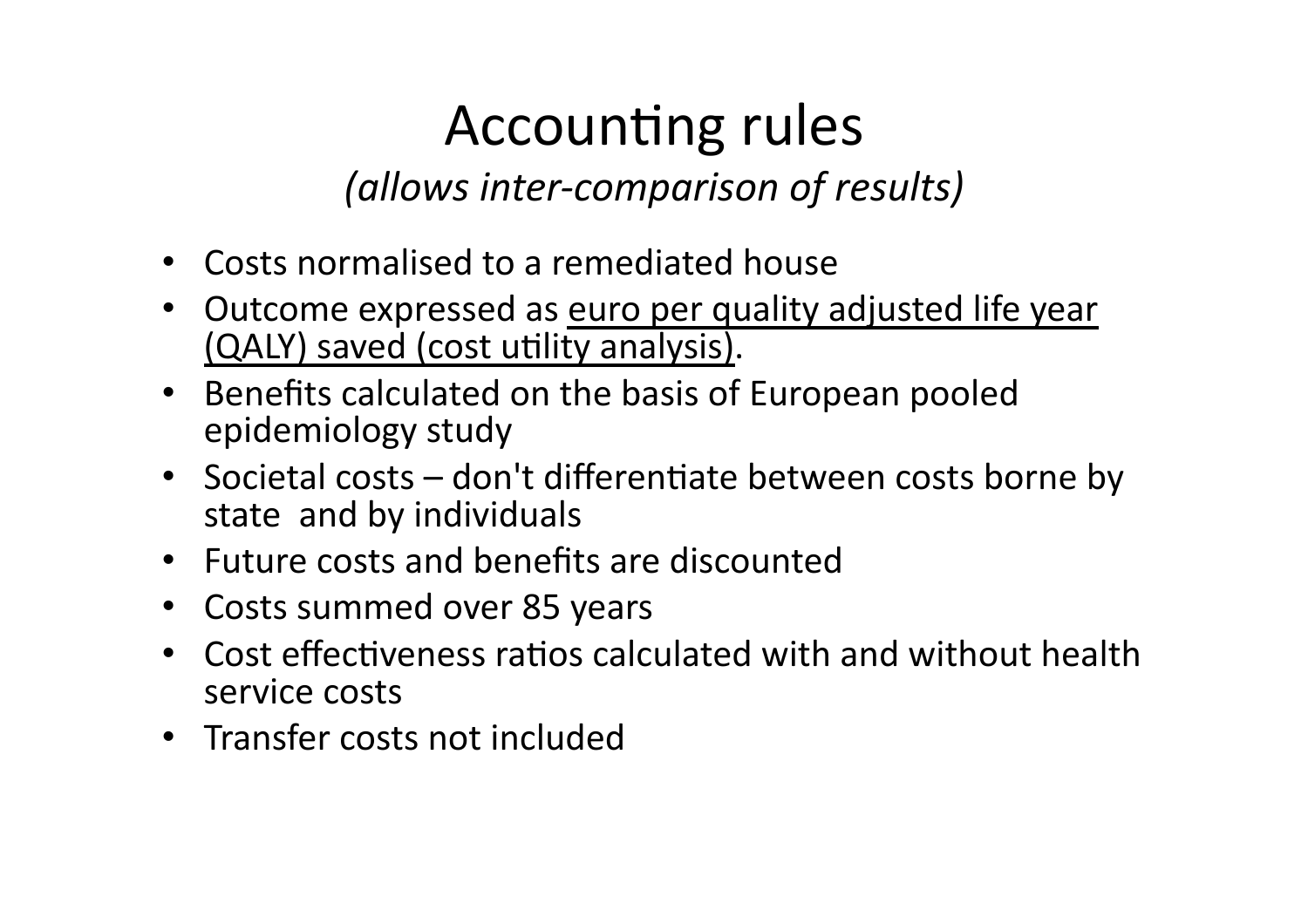# Accounting rules

*(allows inter-comparison of results)*

- Costs normalised to a remediated house
- Outcome expressed as <u>euro per quality adjusted life year (QALY) saved (cost utility analysis)</u>.
- Benefits calculated on the basis of European pooled epidemiology study
- Societal costs – don't differentiate between costs borne by state and by individuals
- Future costs and benefits are discounted
- Costs summed over 85 years
- Cost effectiveness ratios calculated with and without health service costs
- Transfer costs not included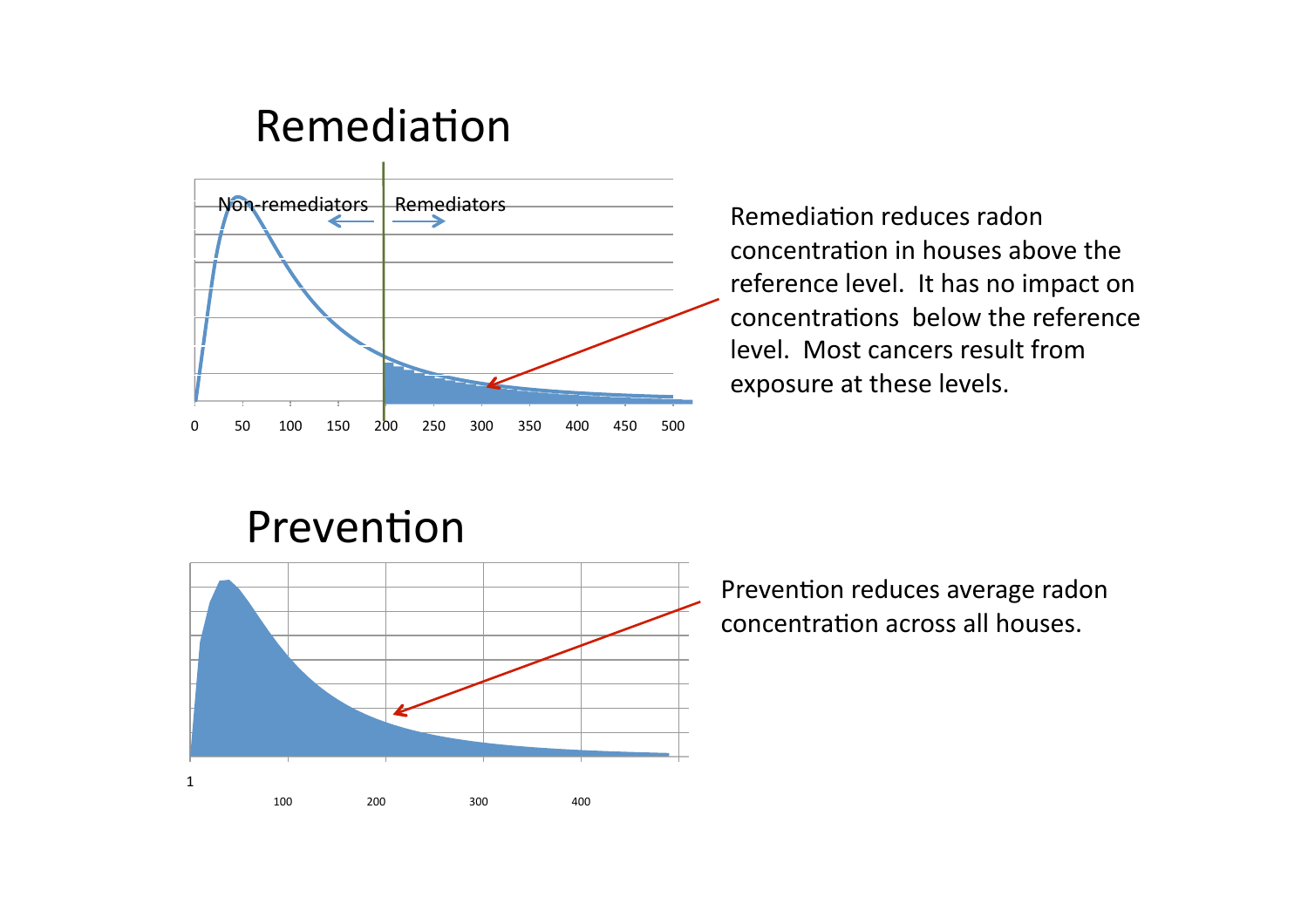## Remediation

Remediation reduces radon concentration in houses above the reference level. It has no impact on concentrations below the reference level. Most cancers result from exposure at these levels.

## Prevention

Prevention reduces average radon concentration across all houses.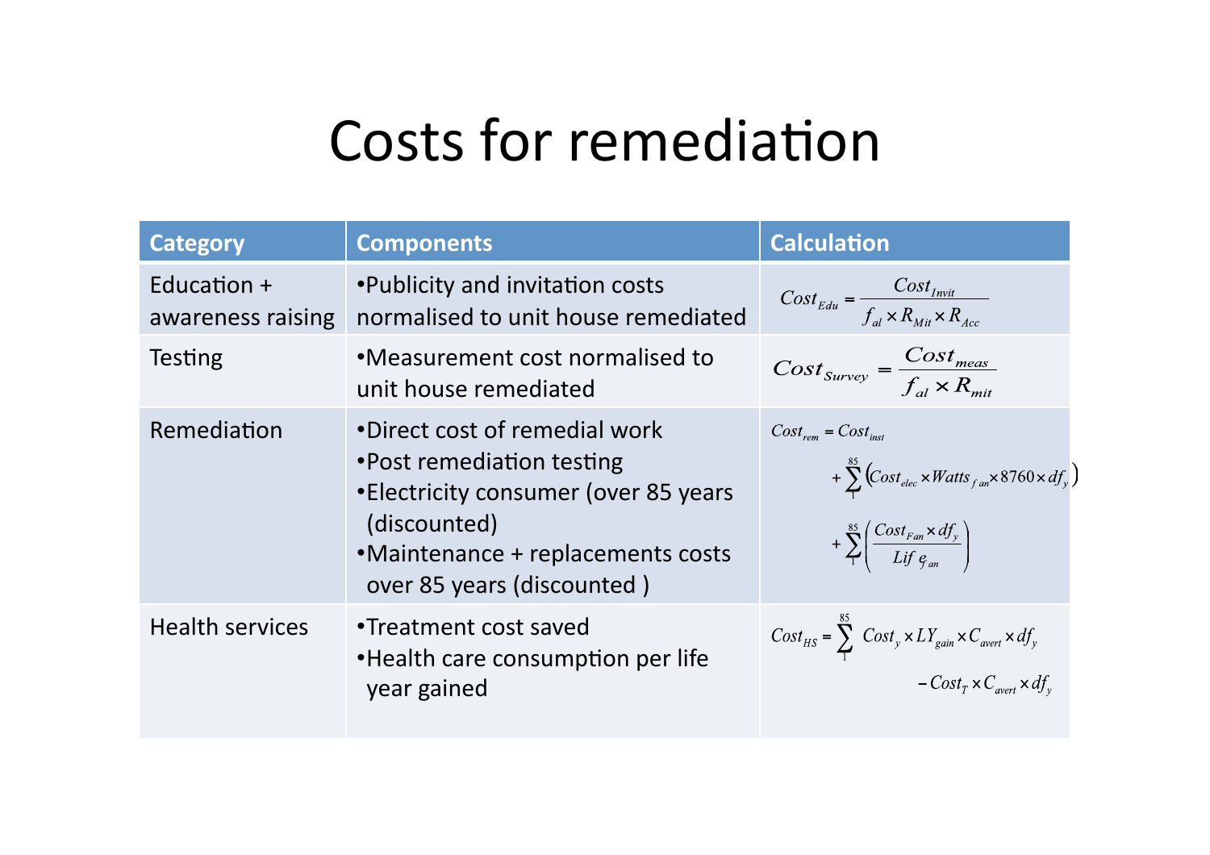# Costs for remediation

| Category | Components | Calculation |
|---|---|---|
| Education + awareness raising | •Publicity and invitation costs normalised to unit house remediated | $Cost_{Edu} = \frac{Cost_{Invit}}{f_{al} \times R_{Mit} \times R_{Acc}}$ |
| Testing | •Measurement cost normalised to unit house remediated | $Cost_{Survey} = \frac{Cost_{meas}}{f_{al} \times R_{mit}}$ |
| Remediation | •Direct cost of remedial work<br>•Post remediation testing<br>•Electricity consumer (over 85 years (discounted)<br>•Maintenance + replacements costs over 85 years (discounted ) | $Cost_{rem} = Cost_{inst} + \sum_{1}^{85} \left( Cost_{elec} \times Watts_{fan} \times 8760 \times df_{y} \right) + \sum_{1}^{85} \left( \frac{Cost_{Fan} \times df_{y}}{Life_{fan}} \right)$ |
| Health services | •Treatment cost saved<br>•Health care consumption per life year gained | $Cost_{HS} = \sum_{1}^{85} Cost_{y} \times LY_{gain} \times C_{avert} \times df_{y} - Cost_{T} \times C_{avert} \times df_{y}$ |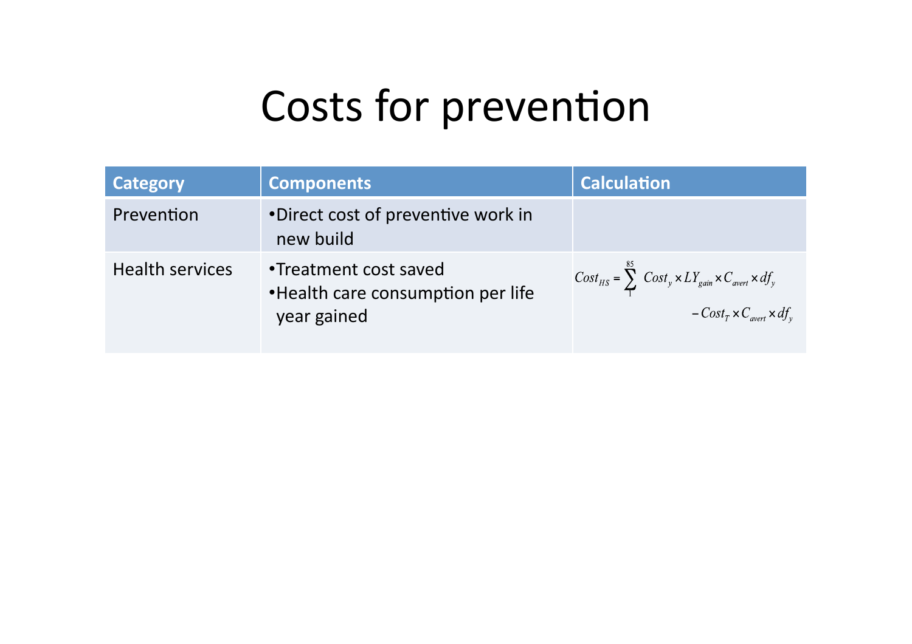# Costs for prevention

| Category | Components | Calculation |
| --- | --- | --- |
| Prevention | •Direct cost of preventive work in new build | |
| Health services | •Treatment cost saved<br>•Health care consumption per life year gained | $Cost_{HS} = \sum_{1}^{85} Cost_y \times LY_{gain} \times C_{avert} \times df_y - Cost_T \times C_{avert} \times df_y$ |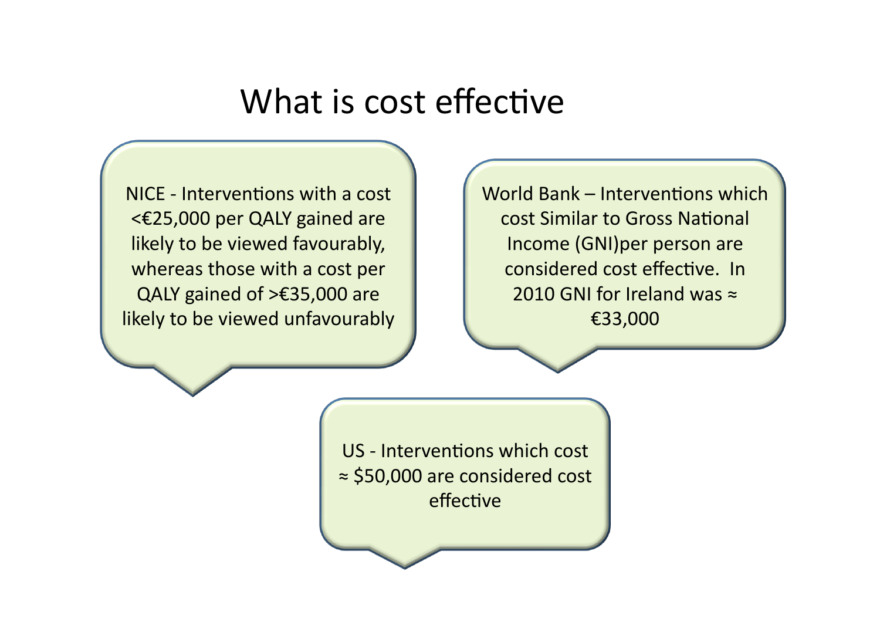# What is cost effective

NICE - Interventions with a cost <€25,000 per QALY gained are likely to be viewed favourably, whereas those with a cost per QALY gained of >€35,000 are likely to be viewed unfavourably

World Bank – Interventions which cost Similar to Gross National Income (GNI)per person are considered cost effective. In 2010 GNI for Ireland was ≈ €33,000

US - Interventions which cost ≈ $50,000 are considered cost effective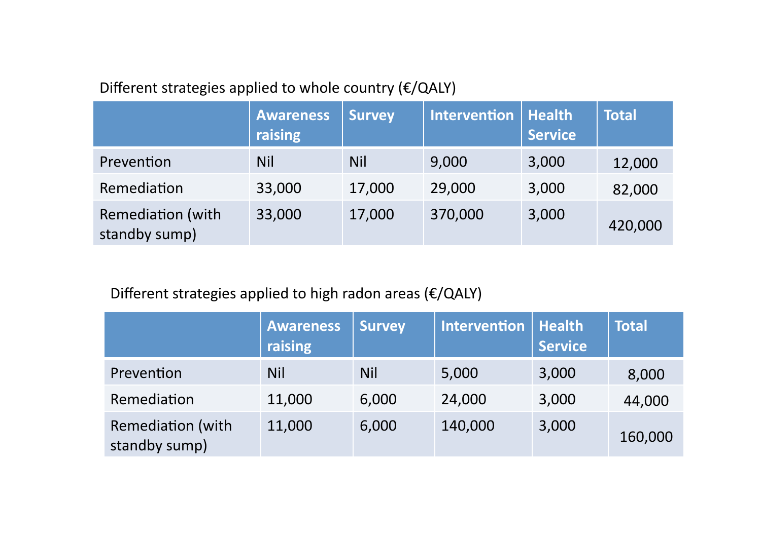Different strategies applied to whole country (€/QALY)

| | Awareness raising | Survey | Intervention | Health Service | Total |
|---|---|---|---|---|---|
| Prevention | Nil | Nil | 9,000 | 3,000 | 12,000 |
| Remediation | 33,000 | 17,000 | 29,000 | 3,000 | 82,000 |
| Remediation (with standby sump) | 33,000 | 17,000 | 370,000 | 3,000 | 420,000 |

Different strategies applied to high radon areas (€/QALY)

| | Awareness raising | Survey | Intervention | Health Service | Total |
|---|---|---|---|---|---|
| Prevention | Nil | Nil | 5,000 | 3,000 | 8,000 |
| Remediation | 11,000 | 6,000 | 24,000 | 3,000 | 44,000 |
| Remediation (with standby sump) | 11,000 | 6,000 | 140,000 | 3,000 | 160,000 |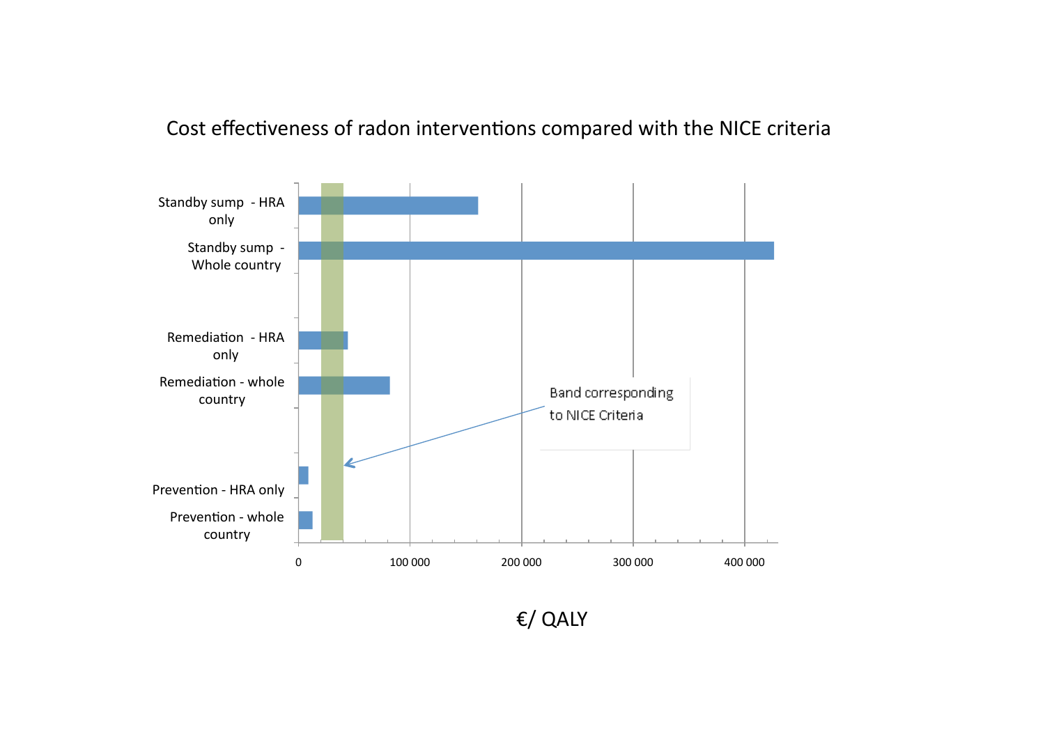Cost effectiveness of radon interventions compared with the NICE criteria

Standby sump - HRA only

Standby sump - Whole country

Remediation - HRA only

Remediation - whole country

Prevention - HRA only

Prevention - whole country

Band corresponding to NICE Criteria

0 | 100 000 | 200 000 | 300 000 | 400 000

€/ QALY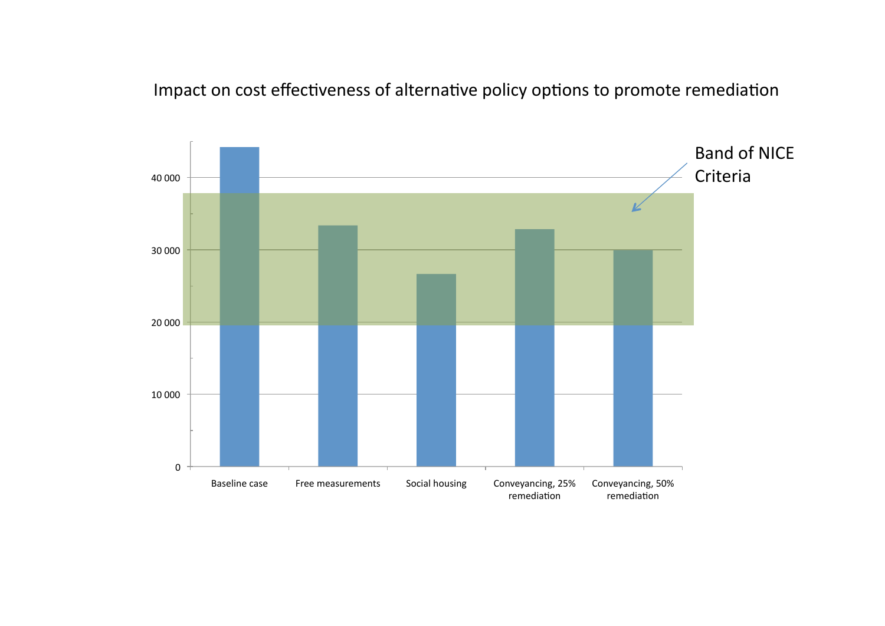Impact on cost effectiveness of alternative policy options to promote remediation

Band of NICE Criteria

| Policy option | Value (approx.) |
| --- | --- |
| Baseline case | 44 000 |
| Free measurements | 33 500 |
| Social housing | 26 700 |
| Conveyancing, 25% remediation | 33 000 |
| Conveyancing, 50% remediation | 30 000 |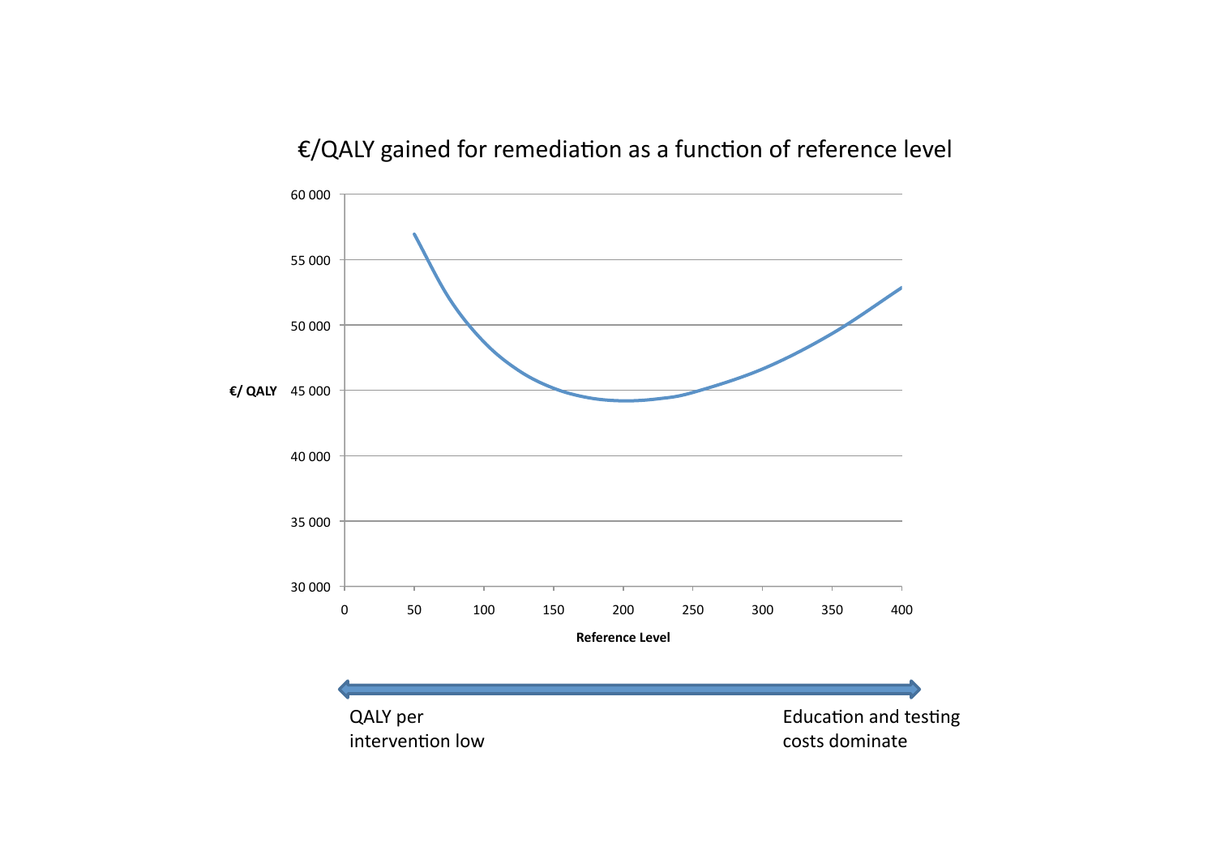# €/QALY gained for remediation as a function of reference level

€/ QALY

60 000
55 000
50 000
45 000
40 000
35 000
30 000

0 50 100 150 200 250 300 350 400

**Reference Level**

QALY per intervention low

Education and testing costs dominate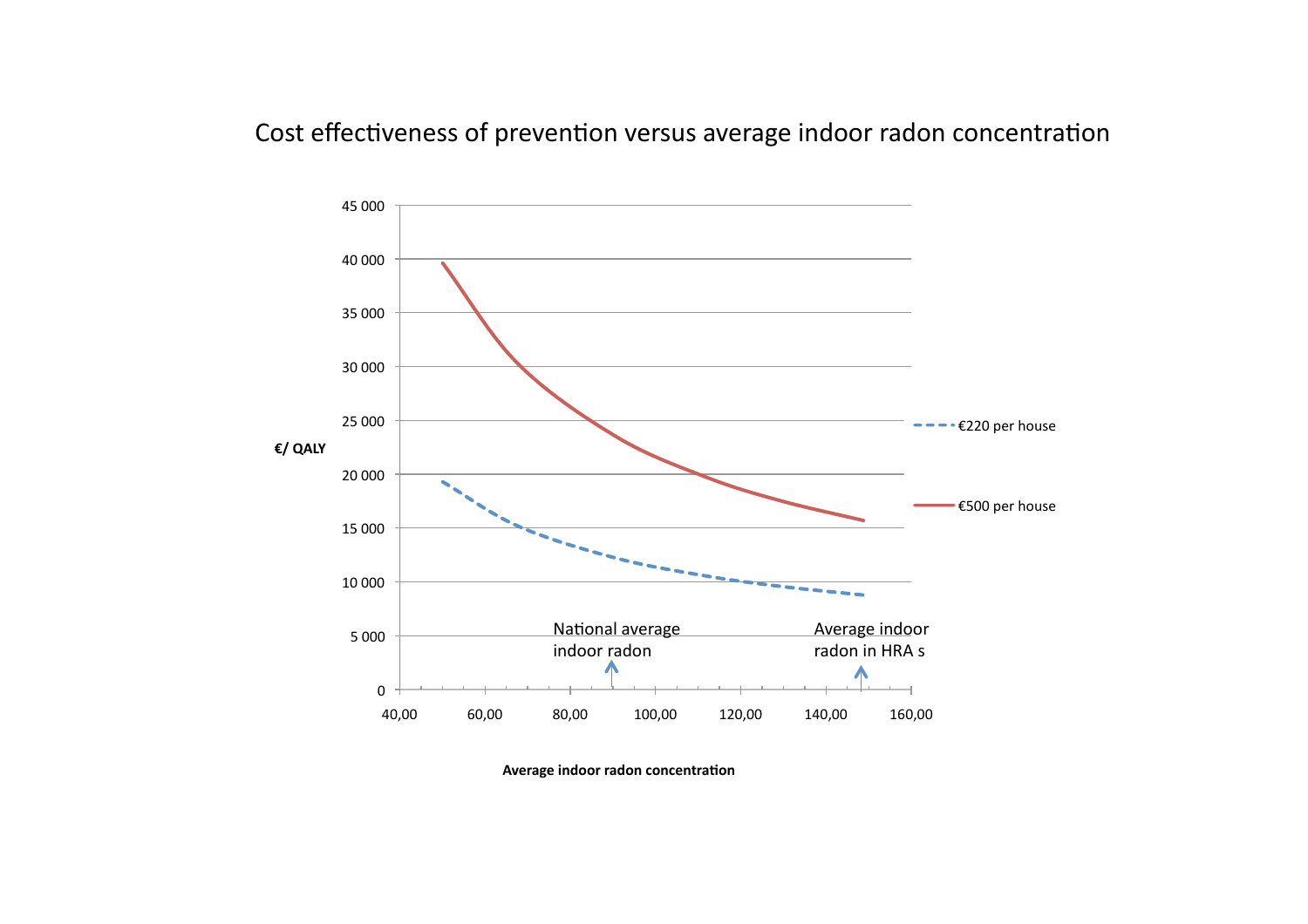# Cost effectiveness of prevention versus average indoor radon concentration

€/ QALY

45 000
40 000
35 000
30 000
25 000
20 000
15 000
10 000
5 000
0

40,00 60,00 80,00 100,00 120,00 140,00 160,00

National average indoor radon

Average indoor radon in HRA s

€220 per house

€500 per house

**Average indoor radon concentration**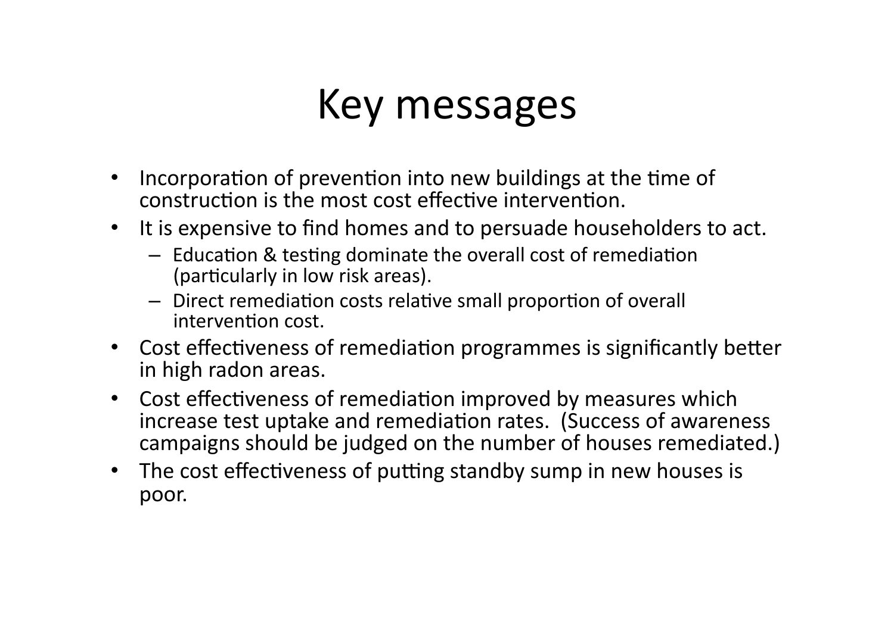# Key messages

- Incorporation of prevention into new buildings at the time of construction is the most cost effective intervention.
- It is expensive to find homes and to persuade householders to act.
  - Education & testing dominate the overall cost of remediation (particularly in low risk areas).
  - Direct remediation costs relative small proportion of overall intervention cost.
- Cost effectiveness of remediation programmes is significantly better in high radon areas.
- Cost effectiveness of remediation improved by measures which increase test uptake and remediation rates. (Success of awareness campaigns should be judged on the number of houses remediated.)
- The cost effectiveness of putting standby sump in new houses is poor.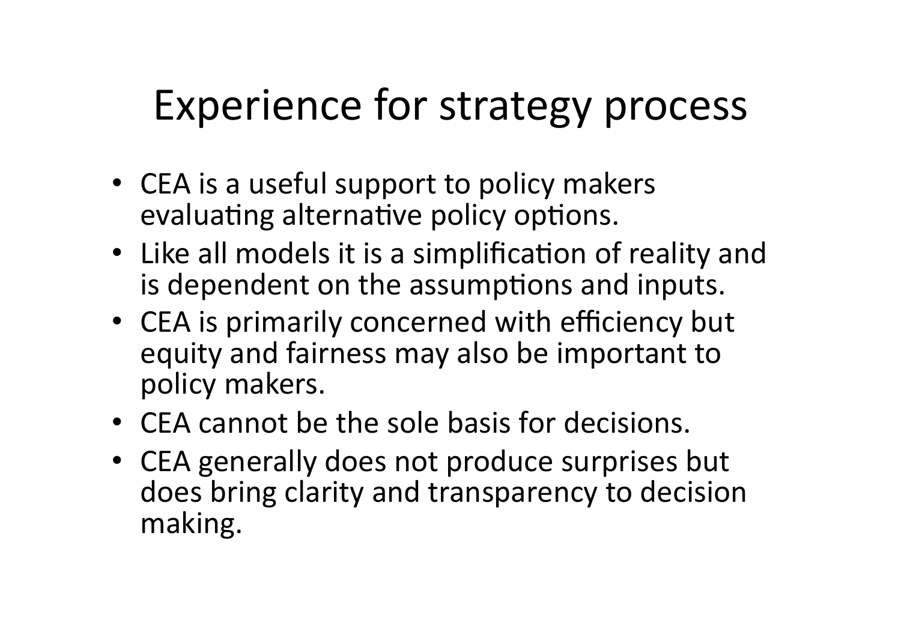# Experience for strategy process

- CEA is a useful support to policy makers evaluating alternative policy options.
- Like all models it is a simplification of reality and is dependent on the assumptions and inputs.
- CEA is primarily concerned with efficiency but equity and fairness may also be important to policy makers.
- CEA cannot be the sole basis for decisions.
- CEA generally does not produce surprises but does bring clarity and transparency to decision making.